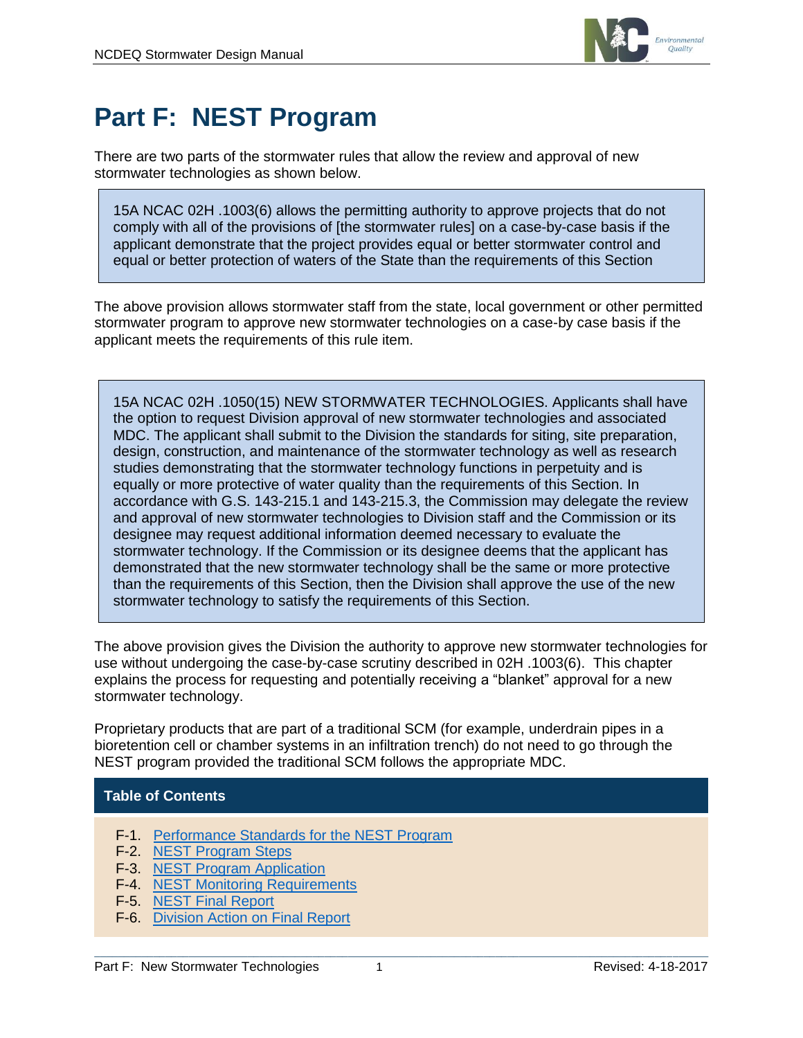# Part F: NEST Program

There are two parts of the stormwater rules that allow the review and approval of new stormwater technologies as shown below.

> 15A NCAC 02H .1003(6) allows the permitting authority to approve projects that do not comply with all of the provisions of [the stormwater rules] on a case-by-case basis if the applicant demonstrate that the project provides equal or better stormwater control and equal or better protection of waters of the State than the requirements of this Section

The above provision allows stormwater staff from the state, local government or other permitted stormwater program to approve new stormwater technologies on a case-by case basis if the applicant meets the requirements of this rule item.

> 15A NCAC 02H .1050(15) NEW STORMWATER TECHNOLOGIES. Applicants shall have the option to request Division approval of new stormwater technologies and associated MDC. The applicant shall submit to the Division the standards for siting, site preparation, design, construction, and maintenance of the stormwater technology as well as research studies demonstrating that the stormwater technology functions in perpetuity and is equally or more protective of water quality than the requirements of this Section. In accordance with G.S. 143-215.1 and 143-215.3, the Commission may delegate the review and approval of new stormwater technologies to Division staff and the Commission or its designee may request additional information deemed necessary to evaluate the stormwater technology. If the Commission or its designee deems that the applicant has demonstrated that the new stormwater technology shall be the same or more protective than the requirements of this Section, then the Division shall approve the use of the new stormwater technology to satisfy the requirements of this Section.

The above provision gives the Division the authority to approve new stormwater technologies for use without undergoing the case-by-case scrutiny described in 02H .1003(6). This chapter explains the process for requesting and potentially receiving a "blanket" approval for a new stormwater technology.

Proprietary products that are part of a traditional SCM (for example, underdrain pipes in a bioretention cell or chamber systems in an infiltration trench) do not need to go through the NEST program provided the traditional SCM follows the appropriate MDC.

## Table of Contents

- F-1. Performance Standards for the NEST Program
- F-2. NEST Program Steps
- F-3. NEST Program Application
- F-4. NEST Monitoring Requirements
- F-5. NEST Final Report
- F-6. Division Action on Final Report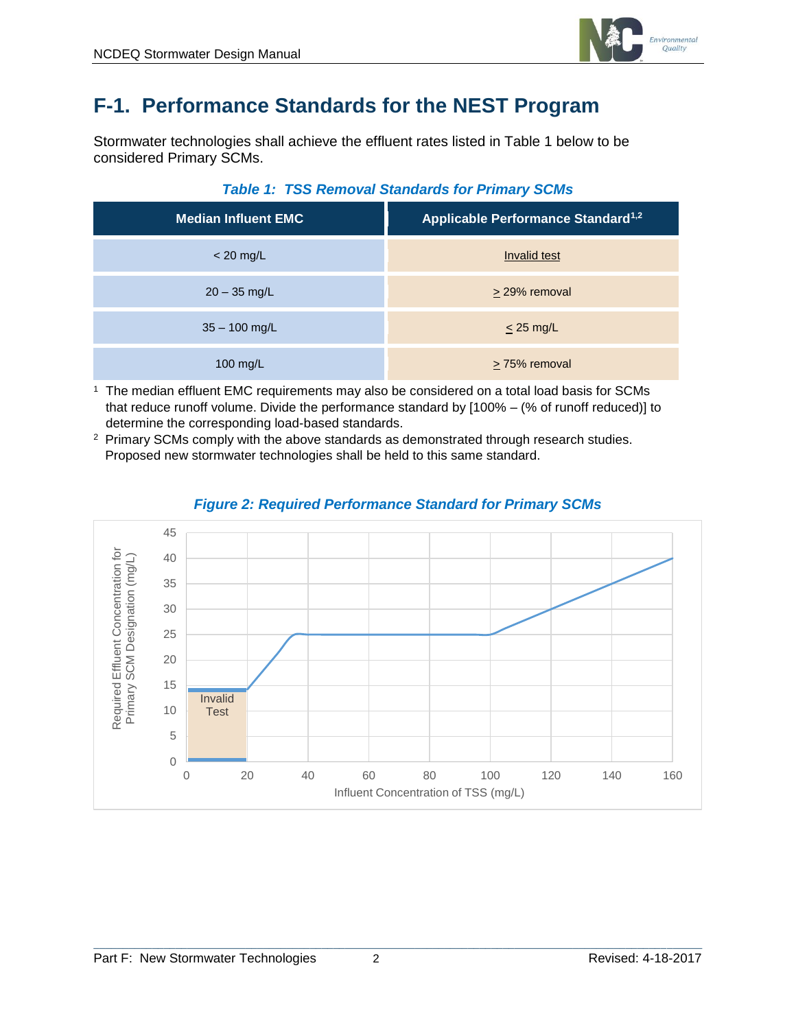# F-1. Performance Standards for the NEST Program

Stormwater technologies shall achieve the effluent rates listed in Table 1 below to be considered Primary SCMs.

*Table 1: TSS Removal Standards for Primary SCMs*

| Median Influent EMC | Applicable Performance Standard[1,2] |
| --- | --- |
| < 20 mg/L | Invalid test |
| 20 – 35 mg/L | ≥ 29% removal |
| 35 – 100 mg/L | ≤ 25 mg/L |
| 100 mg/L | ≥ 75% removal |

[1] The median effluent EMC requirements may also be considered on a total load basis for SCMs that reduce runoff volume. Divide the performance standard by [100% – (% of runoff reduced)] to determine the corresponding load-based standards.

[2] Primary SCMs comply with the above standards as demonstrated through research studies. Proposed new stormwater technologies shall be held to this same standard.

*Figure 2: Required Performance Standard for Primary SCMs*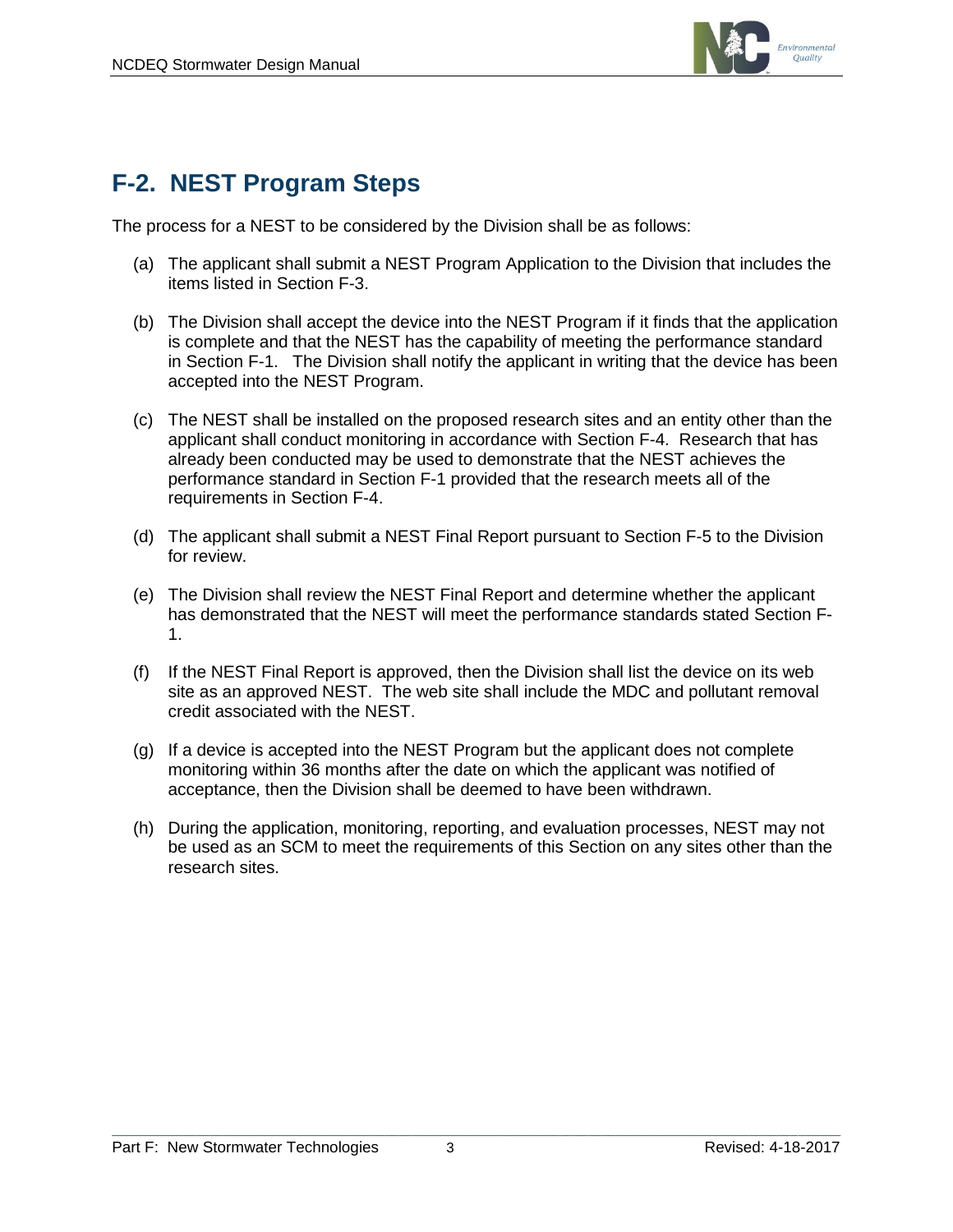## F-2. NEST Program Steps

The process for a NEST to be considered by the Division shall be as follows:

(a) The applicant shall submit a NEST Program Application to the Division that includes the items listed in Section F-3.

(b) The Division shall accept the device into the NEST Program if it finds that the application is complete and that the NEST has the capability of meeting the performance standard in Section F-1. The Division shall notify the applicant in writing that the device has been accepted into the NEST Program.

(c) The NEST shall be installed on the proposed research sites and an entity other than the applicant shall conduct monitoring in accordance with Section F-4. Research that has already been conducted may be used to demonstrate that the NEST achieves the performance standard in Section F-1 provided that the research meets all of the requirements in Section F-4.

(d) The applicant shall submit a NEST Final Report pursuant to Section F-5 to the Division for review.

(e) The Division shall review the NEST Final Report and determine whether the applicant has demonstrated that the NEST will meet the performance standards stated Section F-1.

(f) If the NEST Final Report is approved, then the Division shall list the device on its web site as an approved NEST. The web site shall include the MDC and pollutant removal credit associated with the NEST.

(g) If a device is accepted into the NEST Program but the applicant does not complete monitoring within 36 months after the date on which the applicant was notified of acceptance, then the Division shall be deemed to have been withdrawn.

(h) During the application, monitoring, reporting, and evaluation processes, NEST may not be used as an SCM to meet the requirements of this Section on any sites other than the research sites.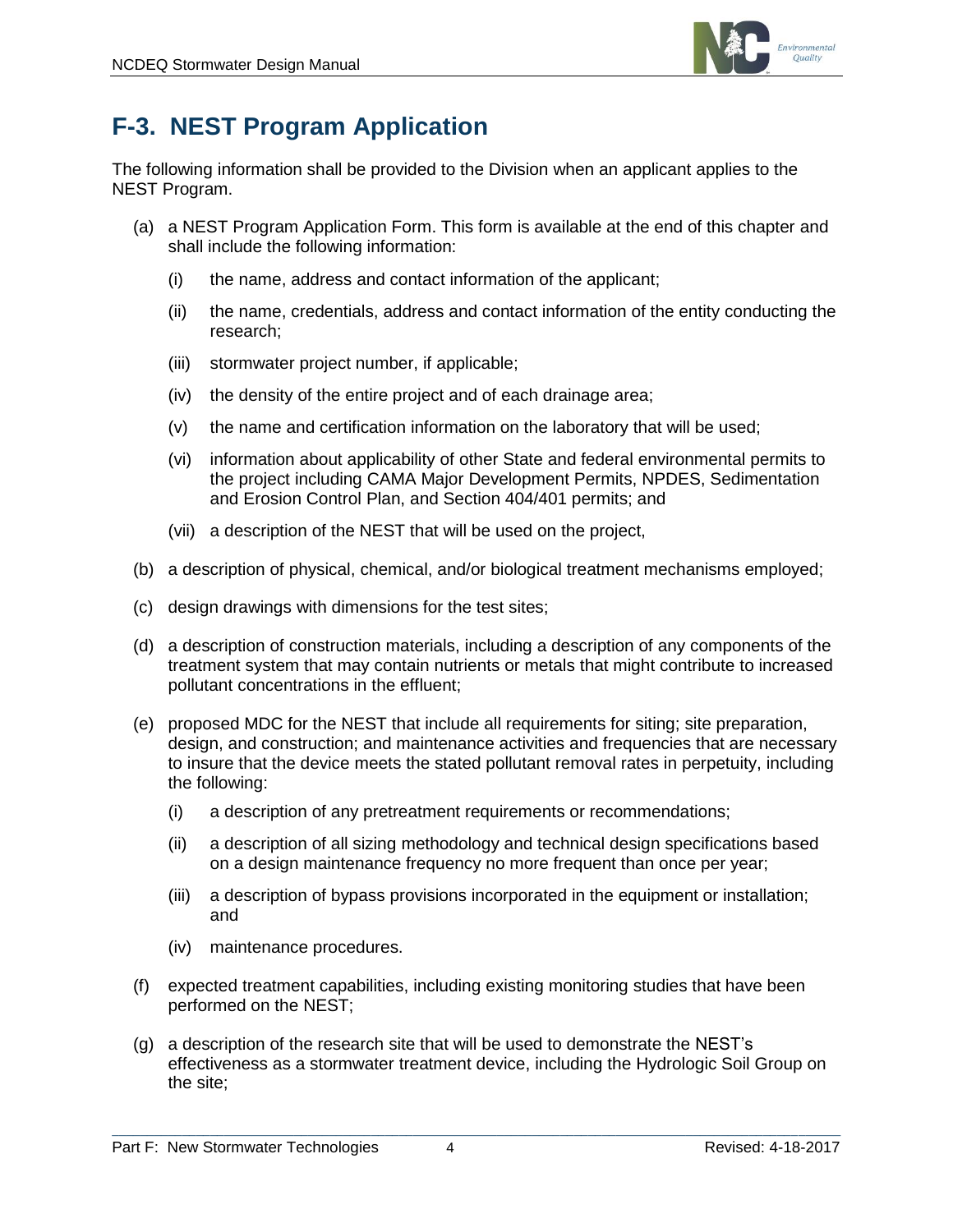## F-3. NEST Program Application

The following information shall be provided to the Division when an applicant applies to the NEST Program.

(a) a NEST Program Application Form. This form is available at the end of this chapter and shall include the following information:

   (i) the name, address and contact information of the applicant;

   (ii) the name, credentials, address and contact information of the entity conducting the research;

   (iii) stormwater project number, if applicable;

   (iv) the density of the entire project and of each drainage area;

   (v) the name and certification information on the laboratory that will be used;

   (vi) information about applicability of other State and federal environmental permits to the project including CAMA Major Development Permits, NPDES, Sedimentation and Erosion Control Plan, and Section 404/401 permits; and

   (vii) a description of the NEST that will be used on the project,

(b) a description of physical, chemical, and/or biological treatment mechanisms employed;

(c) design drawings with dimensions for the test sites;

(d) a description of construction materials, including a description of any components of the treatment system that may contain nutrients or metals that might contribute to increased pollutant concentrations in the effluent;

(e) proposed MDC for the NEST that include all requirements for siting; site preparation, design, and construction; and maintenance activities and frequencies that are necessary to insure that the device meets the stated pollutant removal rates in perpetuity, including the following:

   (i) a description of any pretreatment requirements or recommendations;

   (ii) a description of all sizing methodology and technical design specifications based on a design maintenance frequency no more frequent than once per year;

   (iii) a description of bypass provisions incorporated in the equipment or installation; and

   (iv) maintenance procedures.

(f) expected treatment capabilities, including existing monitoring studies that have been performed on the NEST;

(g) a description of the research site that will be used to demonstrate the NEST's effectiveness as a stormwater treatment device, including the Hydrologic Soil Group on the site;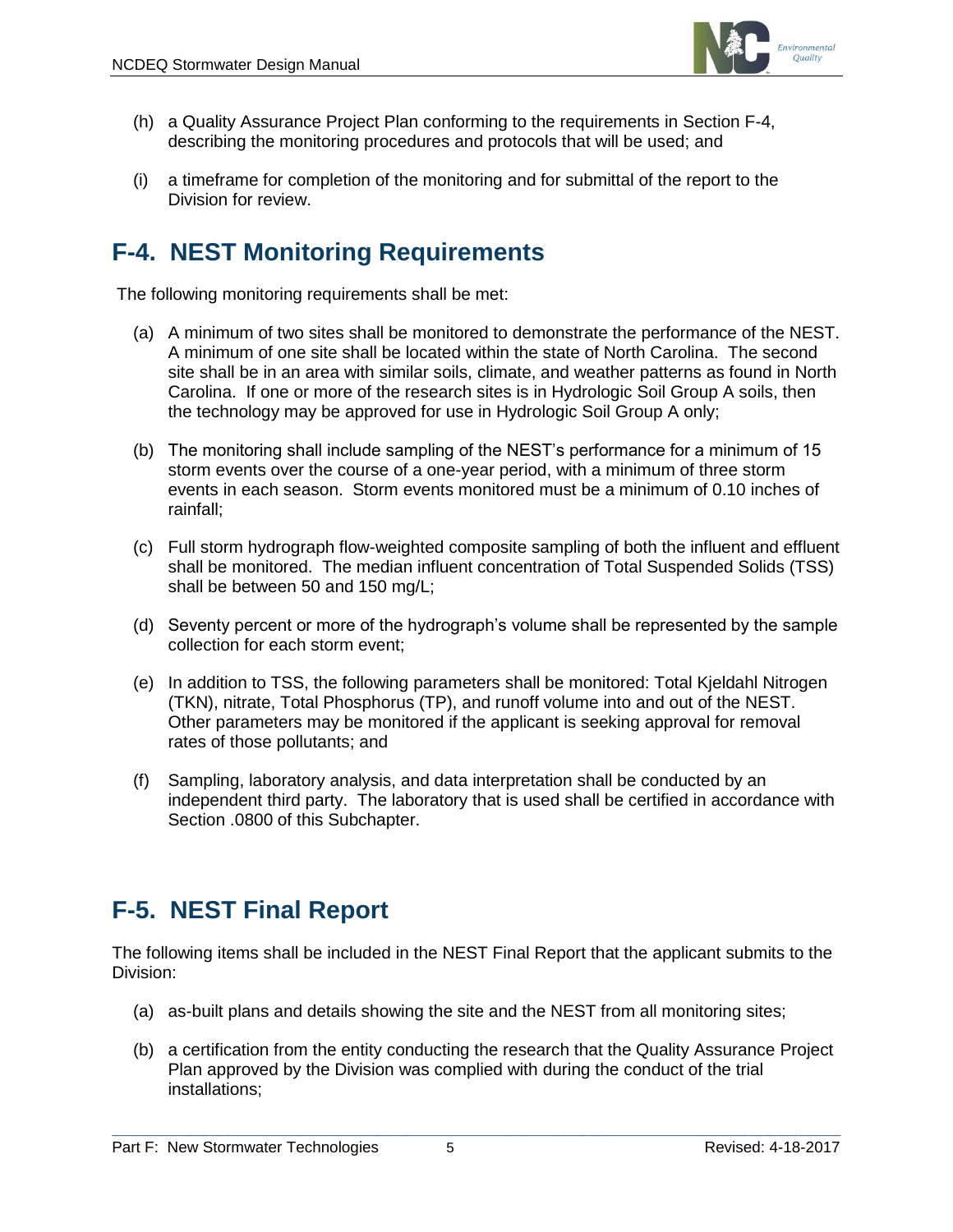(h) a Quality Assurance Project Plan conforming to the requirements in Section F-4, describing the monitoring procedures and protocols that will be used; and

(i) a timeframe for completion of the monitoring and for submittal of the report to the Division for review.

## F-4. NEST Monitoring Requirements

The following monitoring requirements shall be met:

(a) A minimum of two sites shall be monitored to demonstrate the performance of the NEST. A minimum of one site shall be located within the state of North Carolina. The second site shall be in an area with similar soils, climate, and weather patterns as found in North Carolina. If one or more of the research sites is in Hydrologic Soil Group A soils, then the technology may be approved for use in Hydrologic Soil Group A only;

(b) The monitoring shall include sampling of the NEST's performance for a minimum of 15 storm events over the course of a one-year period, with a minimum of three storm events in each season. Storm events monitored must be a minimum of 0.10 inches of rainfall;

(c) Full storm hydrograph flow-weighted composite sampling of both the influent and effluent shall be monitored. The median influent concentration of Total Suspended Solids (TSS) shall be between 50 and 150 mg/L;

(d) Seventy percent or more of the hydrograph's volume shall be represented by the sample collection for each storm event;

(e) In addition to TSS, the following parameters shall be monitored: Total Kjeldahl Nitrogen (TKN), nitrate, Total Phosphorus (TP), and runoff volume into and out of the NEST. Other parameters may be monitored if the applicant is seeking approval for removal rates of those pollutants; and

(f) Sampling, laboratory analysis, and data interpretation shall be conducted by an independent third party. The laboratory that is used shall be certified in accordance with Section .0800 of this Subchapter.

## F-5. NEST Final Report

The following items shall be included in the NEST Final Report that the applicant submits to the Division:

(a) as-built plans and details showing the site and the NEST from all monitoring sites;

(b) a certification from the entity conducting the research that the Quality Assurance Project Plan approved by the Division was complied with during the conduct of the trial installations;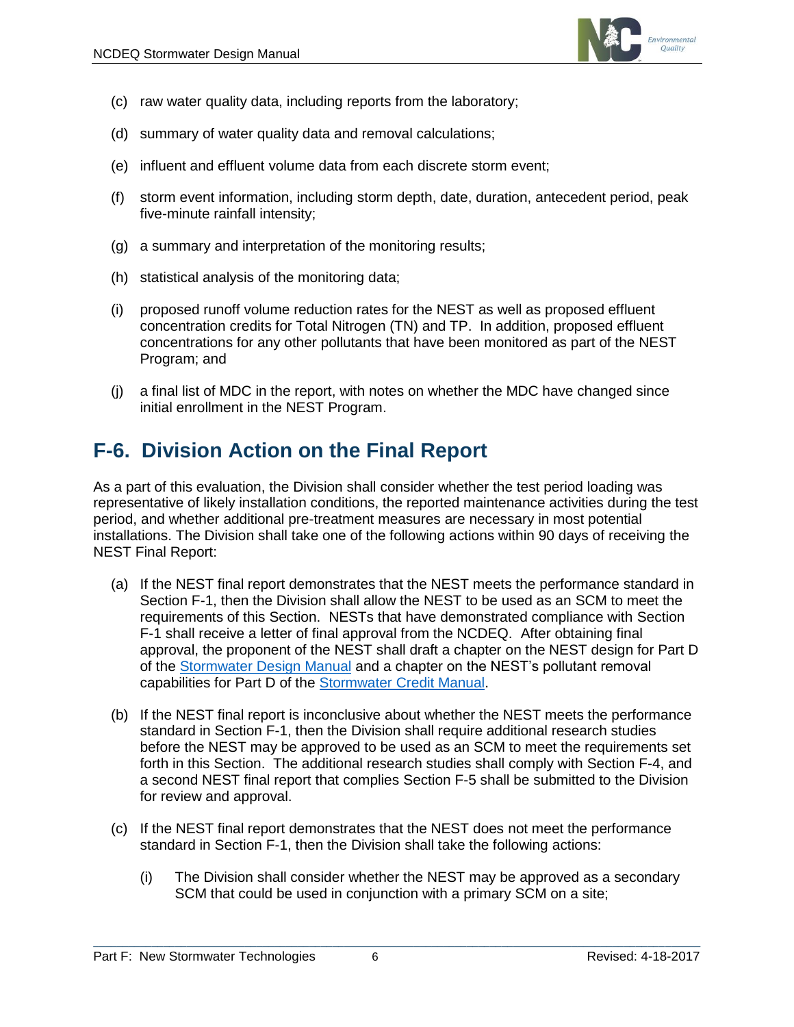(c) raw water quality data, including reports from the laboratory;

(d) summary of water quality data and removal calculations;

(e) influent and effluent volume data from each discrete storm event;

(f) storm event information, including storm depth, date, duration, antecedent period, peak five-minute rainfall intensity;

(g) a summary and interpretation of the monitoring results;

(h) statistical analysis of the monitoring data;

(i) proposed runoff volume reduction rates for the NEST as well as proposed effluent concentration credits for Total Nitrogen (TN) and TP. In addition, proposed effluent concentrations for any other pollutants that have been monitored as part of the NEST Program; and

(j) a final list of MDC in the report, with notes on whether the MDC have changed since initial enrollment in the NEST Program.

## F-6. Division Action on the Final Report

As a part of this evaluation, the Division shall consider whether the test period loading was representative of likely installation conditions, the reported maintenance activities during the test period, and whether additional pre-treatment measures are necessary in most potential installations. The Division shall take one of the following actions within 90 days of receiving the NEST Final Report:

(a) If the NEST final report demonstrates that the NEST meets the performance standard in Section F-1, then the Division shall allow the NEST to be used as an SCM to meet the requirements of this Section. NESTs that have demonstrated compliance with Section F-1 shall receive a letter of final approval from the NCDEQ. After obtaining final approval, the proponent of the NEST shall draft a chapter on the NEST design for Part D of the Stormwater Design Manual and a chapter on the NEST's pollutant removal capabilities for Part D of the Stormwater Credit Manual.

(b) If the NEST final report is inconclusive about whether the NEST meets the performance standard in Section F-1, then the Division shall require additional research studies before the NEST may be approved to be used as an SCM to meet the requirements set forth in this Section. The additional research studies shall comply with Section F-4, and a second NEST final report that complies Section F-5 shall be submitted to the Division for review and approval.

(c) If the NEST final report demonstrates that the NEST does not meet the performance standard in Section F-1, then the Division shall take the following actions:

   (i) The Division shall consider whether the NEST may be approved as a secondary SCM that could be used in conjunction with a primary SCM on a site;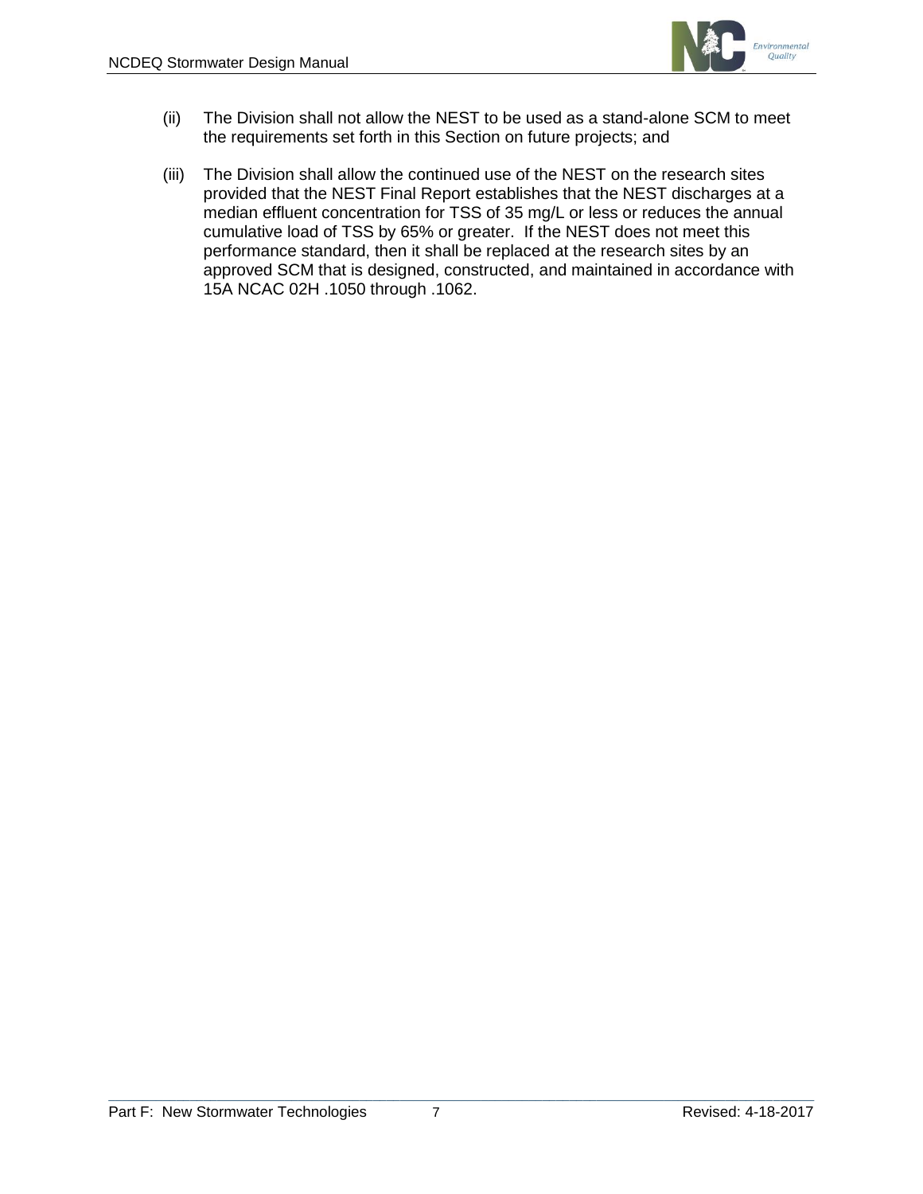(ii) The Division shall not allow the NEST to be used as a stand-alone SCM to meet the requirements set forth in this Section on future projects; and

(iii) The Division shall allow the continued use of the NEST on the research sites provided that the NEST Final Report establishes that the NEST discharges at a median effluent concentration for TSS of 35 mg/L or less or reduces the annual cumulative load of TSS by 65% or greater. If the NEST does not meet this performance standard, then it shall be replaced at the research sites by an approved SCM that is designed, constructed, and maintained in accordance with 15A NCAC 02H .1050 through .1062.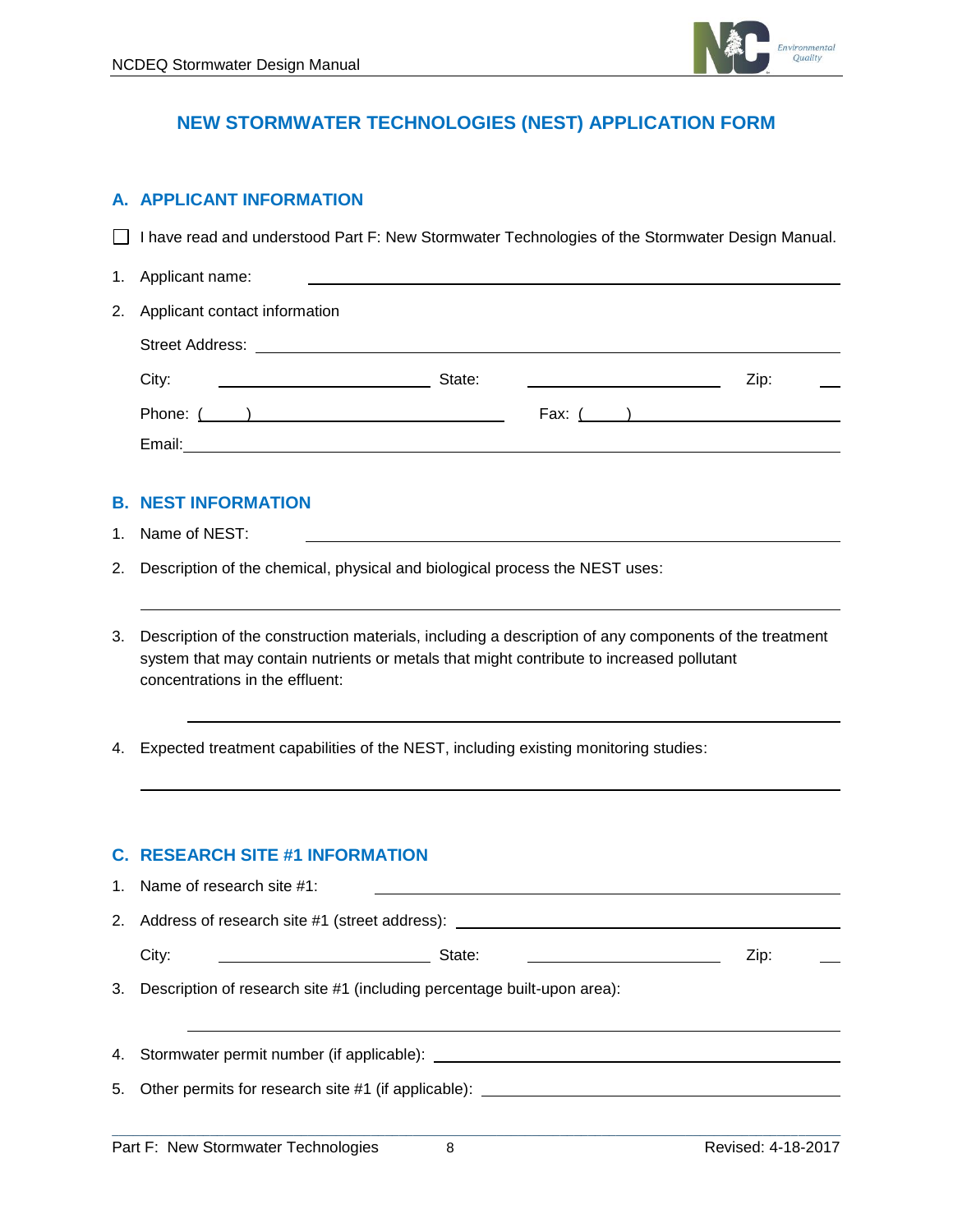# NEW STORMWATER TECHNOLOGIES (NEST) APPLICATION FORM

## A. APPLICANT INFORMATION

☐ I have read and understood Part F: New Stormwater Technologies of the Stormwater Design Manual.

1. Applicant name: \_\_\_\_\_\_\_\_\_\_\_\_\_\_\_\_\_\_\_\_\_\_\_\_\_\_\_\_\_\_\_\_\_\_\_\_\_\_\_\_
2. Applicant contact information

   Street Address: \_\_\_\_\_\_\_\_\_\_\_\_\_\_\_\_\_\_\_\_\_\_\_\_\_\_\_\_\_\_\_\_\_\_\_\_\_\_\_\_

   City: \_\_\_\_\_\_\_\_\_\_\_\_\_\_\_\_ State: \_\_\_\_\_\_\_\_\_\_\_\_\_\_\_\_ Zip: \_\_\_\_

   Phone: ( ) \_\_\_\_\_\_\_\_\_\_\_\_\_\_\_\_\_\_\_\_ Fax: ( ) \_\_\_\_\_\_\_\_\_\_\_\_\_\_\_\_\_\_\_\_

   Email: \_\_\_\_\_\_\_\_\_\_\_\_\_\_\_\_\_\_\_\_\_\_\_\_\_\_\_\_\_\_\_\_\_\_\_\_\_\_\_\_

## B. NEST INFORMATION

1. Name of NEST: \_\_\_\_\_\_\_\_\_\_\_\_\_\_\_\_\_\_\_\_\_\_\_\_\_\_\_\_\_\_\_\_\_\_\_\_\_\_\_\_
2. Description of the chemical, physical and biological process the NEST uses:

   \_\_\_\_\_\_\_\_\_\_\_\_\_\_\_\_\_\_\_\_\_\_\_\_\_\_\_\_\_\_\_\_\_\_\_\_\_\_\_\_

3. Description of the construction materials, including a description of any components of the treatment system that may contain nutrients or metals that might contribute to increased pollutant concentrations in the effluent:

   \_\_\_\_\_\_\_\_\_\_\_\_\_\_\_\_\_\_\_\_\_\_\_\_\_\_\_\_\_\_\_\_\_\_\_\_\_\_\_\_

4. Expected treatment capabilities of the NEST, including existing monitoring studies:

   \_\_\_\_\_\_\_\_\_\_\_\_\_\_\_\_\_\_\_\_\_\_\_\_\_\_\_\_\_\_\_\_\_\_\_\_\_\_\_\_

## C. RESEARCH SITE #1 INFORMATION

1. Name of research site #1: \_\_\_\_\_\_\_\_\_\_\_\_\_\_\_\_\_\_\_\_\_\_\_\_\_\_\_\_\_\_\_\_\_\_\_\_\_\_\_\_
2. Address of research site #1 (street address): \_\_\_\_\_\_\_\_\_\_\_\_\_\_\_\_\_\_\_\_\_\_\_\_\_\_\_\_\_\_\_\_\_\_\_\_\_\_\_\_

   City: \_\_\_\_\_\_\_\_\_\_\_\_\_\_\_\_ State: \_\_\_\_\_\_\_\_\_\_\_\_\_\_\_\_ Zip: \_\_\_\_

3. Description of research site #1 (including percentage built-upon area):

   \_\_\_\_\_\_\_\_\_\_\_\_\_\_\_\_\_\_\_\_\_\_\_\_\_\_\_\_\_\_\_\_\_\_\_\_\_\_\_\_

4. Stormwater permit number (if applicable): \_\_\_\_\_\_\_\_\_\_\_\_\_\_\_\_\_\_\_\_\_\_\_\_\_\_\_\_\_\_\_\_\_\_\_\_\_\_\_\_
5. Other permits for research site #1 (if applicable): \_\_\_\_\_\_\_\_\_\_\_\_\_\_\_\_\_\_\_\_\_\_\_\_\_\_\_\_\_\_\_\_\_\_\_\_\_\_\_\_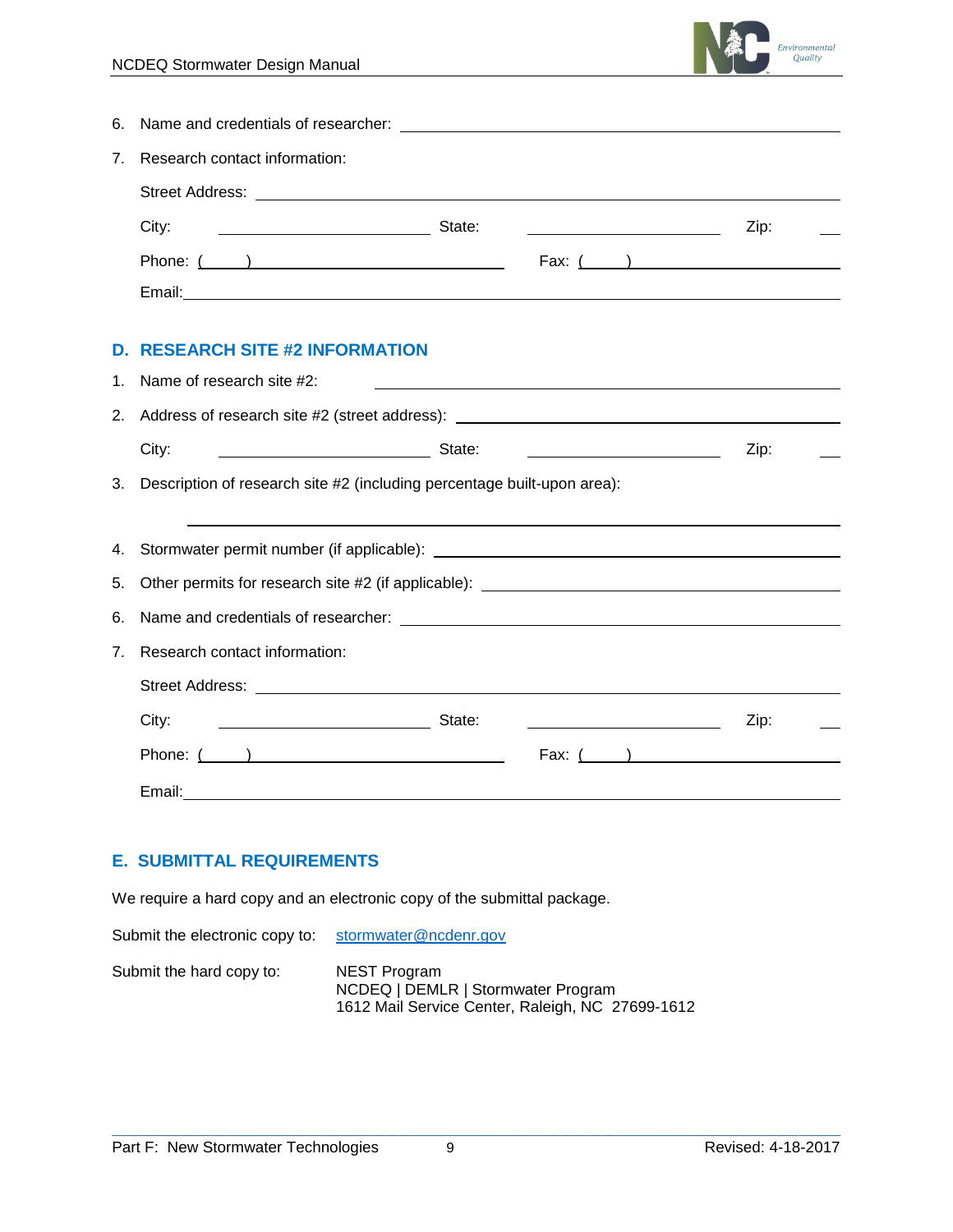6. Name and credentials of researcher: ______________________________

7. Research contact information:

   Street Address: ______________________________

   City: ______________ State: ______________ Zip: ____

   Phone: (____) ______________ Fax: (____) ______________

   Email: ______________________________

## D. RESEARCH SITE #2 INFORMATION

1. Name of research site #2: ______________________________

2. Address of research site #2 (street address): ______________________________

   City: ______________ State: ______________ Zip: ____

3. Description of research site #2 (including percentage built-upon area):

   ______________________________

4. Stormwater permit number (if applicable): ______________________________

5. Other permits for research site #2 (if applicable): ______________________________

6. Name and credentials of researcher: ______________________________

7. Research contact information:

   Street Address: ______________________________

   City: ______________ State: ______________ Zip: ____

   Phone: (____) ______________ Fax: (____) ______________

   Email: ______________________________

## E. SUBMITTAL REQUIREMENTS

We require a hard copy and an electronic copy of the submittal package.

Submit the electronic copy to: stormwater@ncdenr.gov

Submit the hard copy to:

NEST Program
NCDEQ | DEMLR | Stormwater Program
1612 Mail Service Center, Raleigh, NC 27699-1612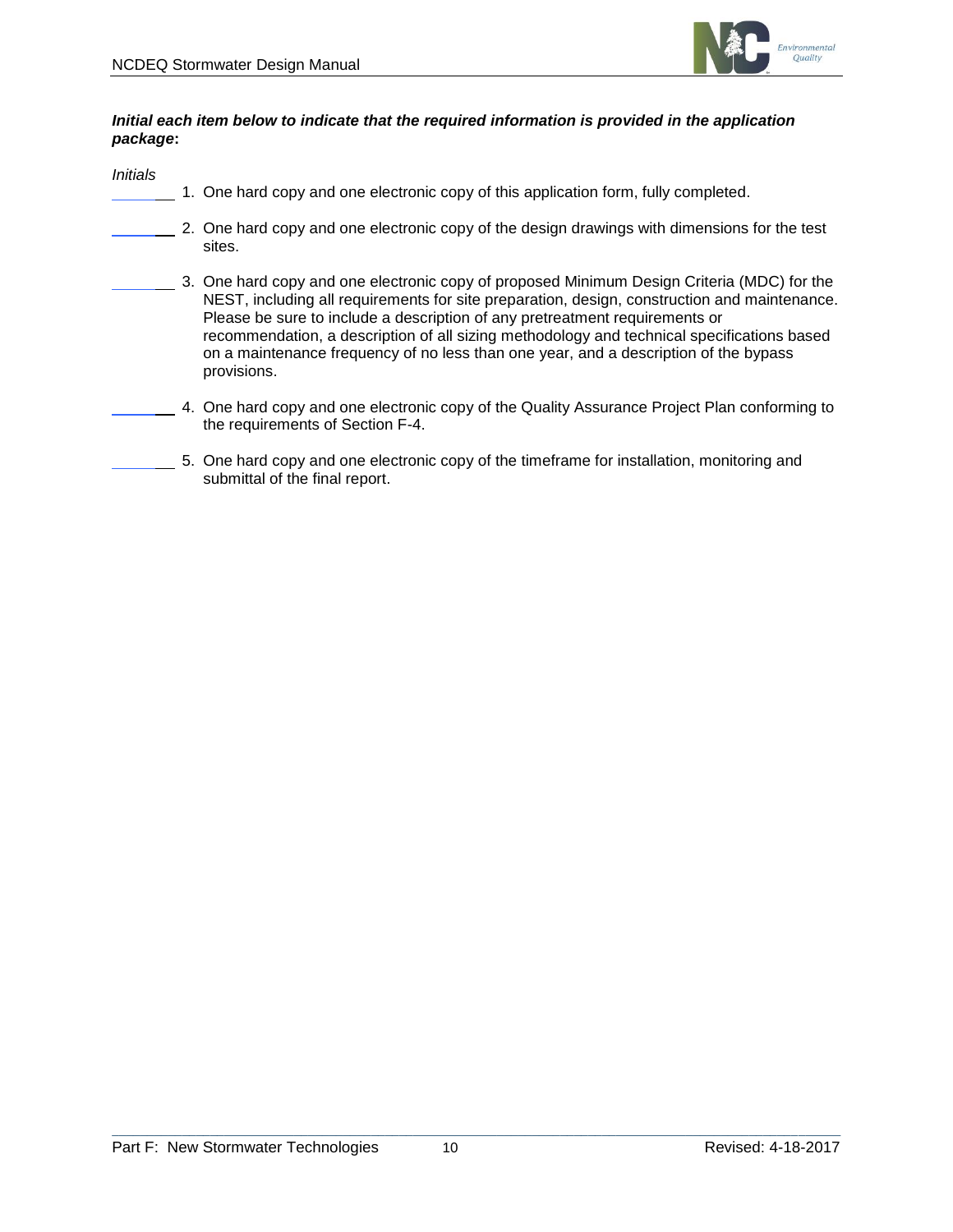***Initial each item below to indicate that the required information is provided in the application package*:**

*Initials*

_______ 1. One hard copy and one electronic copy of this application form, fully completed.

_______ 2. One hard copy and one electronic copy of the design drawings with dimensions for the test sites.

_______ 3. One hard copy and one electronic copy of proposed Minimum Design Criteria (MDC) for the NEST, including all requirements for site preparation, design, construction and maintenance. Please be sure to include a description of any pretreatment requirements or recommendation, a description of all sizing methodology and technical specifications based on a maintenance frequency of no less than one year, and a description of the bypass provisions.

_______ 4. One hard copy and one electronic copy of the Quality Assurance Project Plan conforming to the requirements of Section F-4.

_______ 5. One hard copy and one electronic copy of the timeframe for installation, monitoring and submittal of the final report.